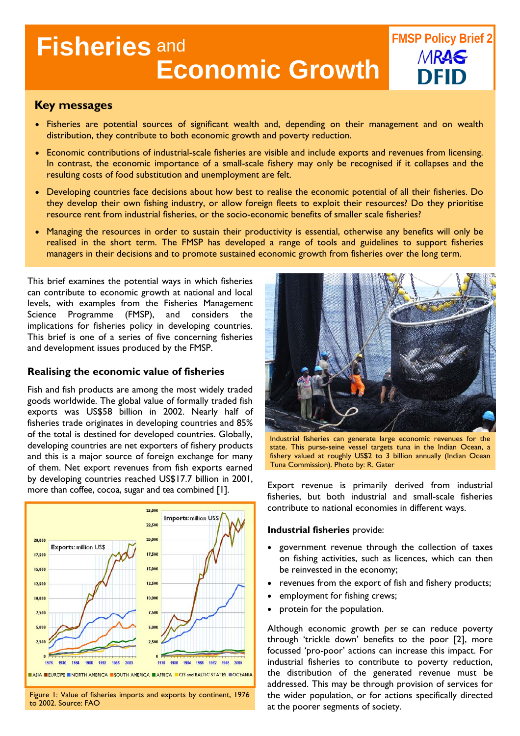# Fisheries and Economic Growth

FMSP Policy Brief 2

MRAG

DFID

## Key messages

- Fisheries are potential sources of significant wealth and, depending on their management and on wealth distribution, they contribute to both economic growth and poverty reduction.
- Economic contributions of industrial-scale fisheries are visible and include exports and revenues from licensing. In contrast, the economic importance of a small-scale fishery may only be recognised if it collapses and the resulting costs of food substitution and unemployment are felt.
- Developing countries face decisions about how best to realise the economic potential of all their fisheries. Do they develop their own fishing industry, or allow foreign fleets to exploit their resources? Do they prioritise resource rent from industrial fisheries, or the socio-economic benefits of smaller scale fisheries?
- Managing the resources in order to sustain their productivity is essential, otherwise any benefits will only be realised in the short term. The FMSP has developed a range of tools and guidelines to support fisheries managers in their decisions and to promote sustained economic growth from fisheries over the long term.

This brief examines the potential ways in which fisheries can contribute to economic growth at national and local levels, with examples from the Fisheries Management Science Programme (FMSP), and considers the implications for fisheries policy in developing countries. This brief is one of a series of five concerning fisheries and development issues produced by the FMSP.

### Realising the economic value of fisheries

Fish and fish products are among the most widely traded goods worldwide. The global value of formally traded fish exports was US$58 billion in 2002. Nearly half of fisheries trade originates in developing countries and 85% of the total is destined for developed countries. Globally, developing countries are net exporters of fishery products and this is a major source of foreign exchange for many of them. Net export revenues from fish exports earned by developing countries reached US$17.7 billion in 2001, more than coffee, cocoa, sugar and tea combined [1].

Figure 1: Value of fisheries imports and exports by continent, 1976 to 2002. Source: FAO

Industrial fisheries can generate large economic revenues for the state. This purse-seine vessel targets tuna in the Indian Ocean, a fishery valued at roughly US$2 to 3 billion annually (Indian Ocean Tuna Commission). Photo by: R. Gater

Export revenue is primarily derived from industrial fisheries, but both industrial and small-scale fisheries contribute to national economies in different ways.

**Industrial fisheries** provide:

- government revenue through the collection of taxes on fishing activities, such as licences, which can then be reinvested in the economy;
- revenues from the export of fish and fishery products;
- employment for fishing crews;
- protein for the population.

Although economic growth *per se* can reduce poverty through 'trickle down' benefits to the poor [2], more focussed 'pro-poor' actions can increase this impact. For industrial fisheries to contribute to poverty reduction, the distribution of the generated revenue must be addressed. This may be through provision of services for the wider population, or for actions specifically directed at the poorer segments of society.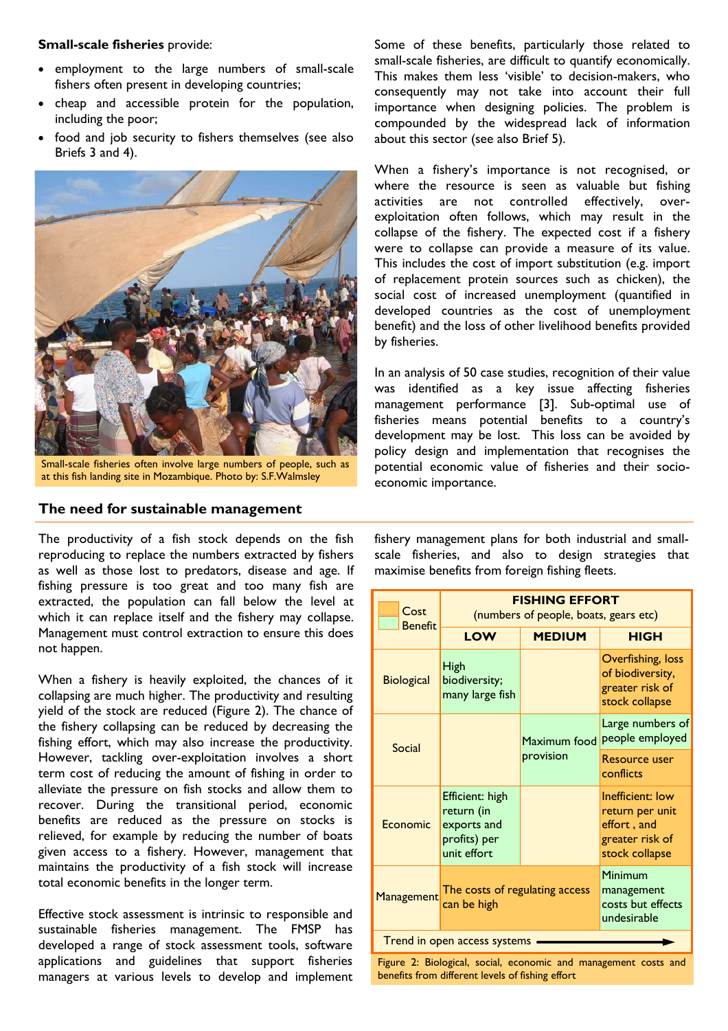**Small-scale fisheries** provide:

- employment to the large numbers of small-scale fishers often present in developing countries;
- cheap and accessible protein for the population, including the poor;
- food and job security to fishers themselves (see also Briefs 3 and 4).

Small-scale fisheries often involve large numbers of people, such as at this fish landing site in Mozambique. Photo by: S.F.Walmsley

Some of these benefits, particularly those related to small-scale fisheries, are difficult to quantify economically. This makes them less 'visible' to decision-makers, who consequently may not take into account their full importance when designing policies. The problem is compounded by the widespread lack of information about this sector (see also Brief 5).

When a fishery's importance is not recognised, or where the resource is seen as valuable but fishing activities are not controlled effectively, over-exploitation often follows, which may result in the collapse of the fishery. The expected cost if a fishery were to collapse can provide a measure of its value. This includes the cost of import substitution (e.g. import of replacement protein sources such as chicken), the social cost of increased unemployment (quantified in developed countries as the cost of unemployment benefit) and the loss of other livelihood benefits provided by fisheries.

In an analysis of 50 case studies, recognition of their value was identified as a key issue affecting fisheries management performance [3]. Sub-optimal use of fisheries means potential benefits to a country's development may be lost. This loss can be avoided by policy design and implementation that recognises the potential economic value of fisheries and their socio-economic importance.

## The need for sustainable management

The productivity of a fish stock depends on the fish reproducing to replace the numbers extracted by fishers as well as those lost to predators, disease and age. If fishing pressure is too great and too many fish are extracted, the population can fall below the level at which it can replace itself and the fishery may collapse. Management must control extraction to ensure this does not happen.

When a fishery is heavily exploited, the chances of it collapsing are much higher. The productivity and resulting yield of the stock are reduced (Figure 2). The chance of the fishery collapsing can be reduced by decreasing the fishing effort, which may also increase the productivity. However, tackling over-exploitation involves a short term cost of reducing the amount of fishing in order to alleviate the pressure on fish stocks and allow them to recover. During the transitional period, economic benefits are reduced as the pressure on stocks is relieved, for example by reducing the number of boats given access to a fishery. However, management that maintains the productivity of a fish stock will increase total economic benefits in the longer term.

Effective stock assessment is intrinsic to responsible and sustainable fisheries management. The FMSP has developed a range of stock assessment tools, software applications and guidelines that support fisheries managers at various levels to develop and implement fishery management plans for both industrial and small-scale fisheries, and also to design strategies that maximise benefits from foreign fishing fleets.

| Cost / Benefit | FISHING EFFORT (numbers of people, boats, gears etc) | | |
|---|---|---|---|
| | **LOW** | **MEDIUM** | **HIGH** |
| Biological | High biodiversity; many large fish | | Overfishing, loss of biodiversity, greater risk of stock collapse |
| Social | | Maximum food provision | Large numbers of people employed |
| | | | Resource user conflicts |
| Economic | Efficient: high return (in exports and profits) per unit effort | | Inefficient: low return per unit effort , and greater risk of stock collapse |
| Management | The costs of regulating access can be high | | Minimum management costs but effects undesirable |
| Trend in open access systems → | | | |

Figure 2: Biological, social, economic and management costs and benefits from different levels of fishing effort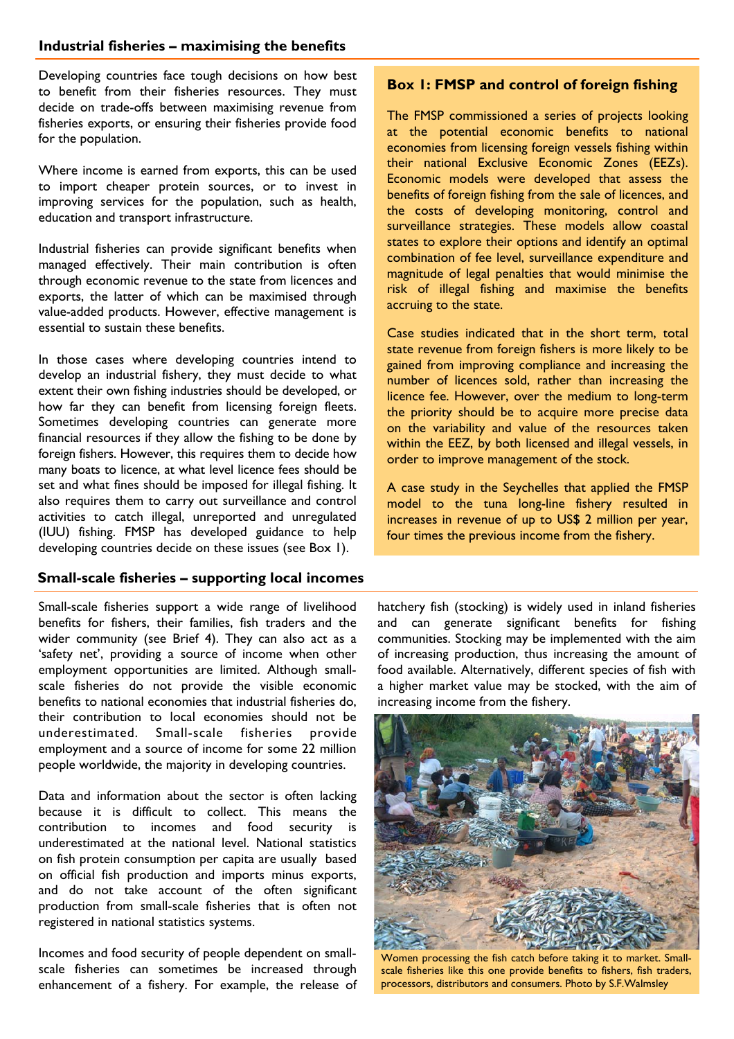## Industrial fisheries – maximising the benefits

Developing countries face tough decisions on how best to benefit from their fisheries resources. They must decide on trade-offs between maximising revenue from fisheries exports, or ensuring their fisheries provide food for the population.

Where income is earned from exports, this can be used to import cheaper protein sources, or to invest in improving services for the population, such as health, education and transport infrastructure.

Industrial fisheries can provide significant benefits when managed effectively. Their main contribution is often through economic revenue to the state from licences and exports, the latter of which can be maximised through value-added products. However, effective management is essential to sustain these benefits.

In those cases where developing countries intend to develop an industrial fishery, they must decide to what extent their own fishing industries should be developed, or how far they can benefit from licensing foreign fleets. Sometimes developing countries can generate more financial resources if they allow the fishing to be done by foreign fishers. However, this requires them to decide how many boats to licence, at what level licence fees should be set and what fines should be imposed for illegal fishing. It also requires them to carry out surveillance and control activities to catch illegal, unreported and unregulated (IUU) fishing. FMSP has developed guidance to help developing countries decide on these issues (see Box 1).

### Box 1: FMSP and control of foreign fishing

The FMSP commissioned a series of projects looking at the potential economic benefits to national economies from licensing foreign vessels fishing within their national Exclusive Economic Zones (EEZs). Economic models were developed that assess the benefits of foreign fishing from the sale of licences, and the costs of developing monitoring, control and surveillance strategies. These models allow coastal states to explore their options and identify an optimal combination of fee level, surveillance expenditure and magnitude of legal penalties that would minimise the risk of illegal fishing and maximise the benefits accruing to the state.

Case studies indicated that in the short term, total state revenue from foreign fishers is more likely to be gained from improving compliance and increasing the number of licences sold, rather than increasing the licence fee. However, over the medium to long-term the priority should be to acquire more precise data on the variability and value of the resources taken within the EEZ, by both licensed and illegal vessels, in order to improve management of the stock.

A case study in the Seychelles that applied the FMSP model to the tuna long-line fishery resulted in increases in revenue of up to US$ 2 million per year, four times the previous income from the fishery.

## Small-scale fisheries – supporting local incomes

Small-scale fisheries support a wide range of livelihood benefits for fishers, their families, fish traders and the wider community (see Brief 4). They can also act as a 'safety net', providing a source of income when other employment opportunities are limited. Although small-scale fisheries do not provide the visible economic benefits to national economies that industrial fisheries do, their contribution to local economies should not be underestimated. Small-scale fisheries provide employment and a source of income for some 22 million people worldwide, the majority in developing countries.

Data and information about the sector is often lacking because it is difficult to collect. This means the contribution to incomes and food security is underestimated at the national level. National statistics on fish protein consumption per capita are usually based on official fish production and imports minus exports, and do not take account of the often significant production from small-scale fisheries that is often not registered in national statistics systems.

Incomes and food security of people dependent on small-scale fisheries can sometimes be increased through enhancement of a fishery. For example, the release of hatchery fish (stocking) is widely used in inland fisheries and can generate significant benefits for fishing communities. Stocking may be implemented with the aim of increasing production, thus increasing the amount of food available. Alternatively, different species of fish with a higher market value may be stocked, with the aim of increasing income from the fishery.

Women processing the fish catch before taking it to market. Small-scale fisheries like this one provide benefits to fishers, fish traders, processors, distributors and consumers. Photo by S.F.Walmsley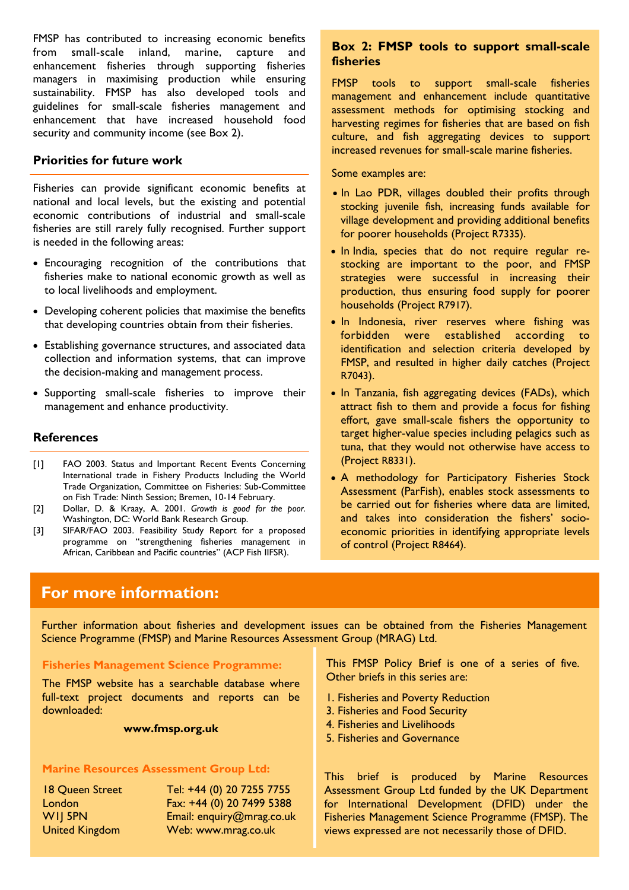FMSP has contributed to increasing economic benefits from small-scale inland, marine, capture and enhancement fisheries through supporting fisheries managers in maximising production while ensuring sustainability. FMSP has also developed tools and guidelines for small-scale fisheries management and enhancement that have increased household food security and community income (see Box 2).

### Priorities for future work

Fisheries can provide significant economic benefits at national and local levels, but the existing and potential economic contributions of industrial and small-scale fisheries are still rarely fully recognised. Further support is needed in the following areas:

- Encouraging recognition of the contributions that fisheries make to national economic growth as well as to local livelihoods and employment.
- Developing coherent policies that maximise the benefits that developing countries obtain from their fisheries.
- Establishing governance structures, and associated data collection and information systems, that can improve the decision-making and management process.
- Supporting small-scale fisheries to improve their management and enhance productivity.

### References

[1] FAO 2003. Status and Important Recent Events Concerning International trade in Fishery Products Including the World Trade Organization, Committee on Fisheries: Sub-Committee on Fish Trade: Ninth Session; Bremen, 10-14 February.

[2] Dollar, D. & Kraay, A. 2001. *Growth is good for the poor.* Washington, DC: World Bank Research Group.

[3] SIFAR/FAO 2003. Feasibility Study Report for a proposed programme on "strengthening fisheries management in African, Caribbean and Pacific countries" (ACP Fish IIFSR).

### Box 2: FMSP tools to support small-scale fisheries

FMSP tools to support small-scale fisheries management and enhancement include quantitative assessment methods for optimising stocking and harvesting regimes for fisheries that are based on fish culture, and fish aggregating devices to support increased revenues for small-scale marine fisheries.

Some examples are:

- In Lao PDR, villages doubled their profits through stocking juvenile fish, increasing funds available for village development and providing additional benefits for poorer households (Project R7335).
- In India, species that do not require regular re-stocking are important to the poor, and FMSP strategies were successful in increasing their production, thus ensuring food supply for poorer households (Project R7917).
- In Indonesia, river reserves where fishing was forbidden were established according to identification and selection criteria developed by FMSP, and resulted in higher daily catches (Project R7043).
- In Tanzania, fish aggregating devices (FADs), which attract fish to them and provide a focus for fishing effort, gave small-scale fishers the opportunity to target higher-value species including pelagics such as tuna, that they would not otherwise have access to (Project R8331).
- A methodology for Participatory Fisheries Stock Assessment (ParFish), enables stock assessments to be carried out for fisheries where data are limited, and takes into consideration the fishers' socio-economic priorities in identifying appropriate levels of control (Project R8464).

## For more information:

Further information about fisheries and development issues can be obtained from the Fisheries Management Science Programme (FMSP) and Marine Resources Assessment Group (MRAG) Ltd.

**Fisheries Management Science Programme:**

The FMSP website has a searchable database where full-text project documents and reports can be downloaded:

**www.fmsp.org.uk**

**Marine Resources Assessment Group Ltd:**

18 Queen Street
London
W1J 5PN
United Kingdom

Tel: +44 (0) 20 7255 7755
Fax: +44 (0) 20 7499 5388
Email: enquiry@mrag.co.uk
Web: www.mrag.co.uk

This FMSP Policy Brief is one of a series of five. Other briefs in this series are:

1. Fisheries and Poverty Reduction
3. Fisheries and Food Security
4. Fisheries and Livelihoods
5. Fisheries and Governance

This brief is produced by Marine Resources Assessment Group Ltd funded by the UK Department for International Development (DFID) under the Fisheries Management Science Programme (FMSP). The views expressed are not necessarily those of DFID.